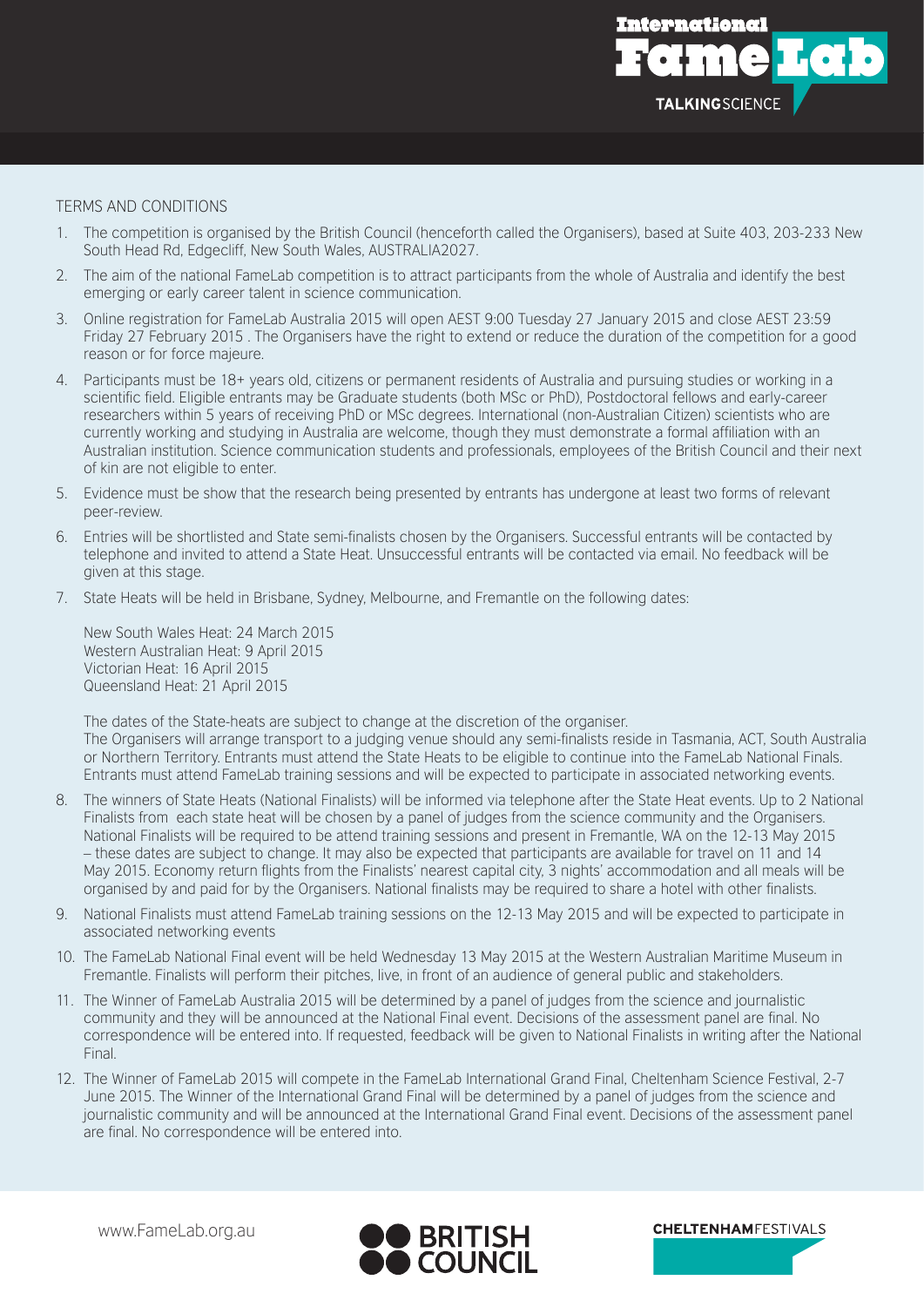International FameLab TALKINGSCIENCE

## TERMS AND CONDITIONS

1. The competition is organised by the British Council (henceforth called the Organisers), based at Suite 403, 203-233 New South Head Rd, Edgecliff, New South Wales, AUSTRALIA2027.
2. The aim of the national FameLab competition is to attract participants from the whole of Australia and identify the best emerging or early career talent in science communication.
3. Online registration for FameLab Australia 2015 will open AEST 9:00 Tuesday 27 January 2015 and close AEST 23:59 Friday 27 February 2015 . The Organisers have the right to extend or reduce the duration of the competition for a good reason or for force majeure.
4. Participants must be 18+ years old, citizens or permanent residents of Australia and pursuing studies or working in a scientific field. Eligible entrants may be Graduate students (both MSc or PhD), Postdoctoral fellows and early-career researchers within 5 years of receiving PhD or MSc degrees. International (non-Australian Citizen) scientists who are currently working and studying in Australia are welcome, though they must demonstrate a formal affiliation with an Australian institution. Science communication students and professionals, employees of the British Council and their next of kin are not eligible to enter.
5. Evidence must be show that the research being presented by entrants has undergone at least two forms of relevant peer-review.
6. Entries will be shortlisted and State semi-finalists chosen by the Organisers. Successful entrants will be contacted by telephone and invited to attend a State Heat. Unsuccessful entrants will be contacted via email. No feedback will be given at this stage.
7. State Heats will be held in Brisbane, Sydney, Melbourne, and Fremantle on the following dates:

   New South Wales Heat: 24 March 2015
   Western Australian Heat: 9 April 2015
   Victorian Heat: 16 April 2015
   Queensland Heat: 21 April 2015

   The dates of the State-heats are subject to change at the discretion of the organiser.
   The Organisers will arrange transport to a judging venue should any semi-finalists reside in Tasmania, ACT, South Australia or Northern Territory. Entrants must attend the State Heats to be eligible to continue into the FameLab National Finals. Entrants must attend FameLab training sessions and will be expected to participate in associated networking events.
8. The winners of State Heats (National Finalists) will be informed via telephone after the State Heat events. Up to 2 National Finalists from each state heat will be chosen by a panel of judges from the science community and the Organisers. National Finalists will be required to be attend training sessions and present in Fremantle, WA on the 12-13 May 2015 – these dates are subject to change. It may also be expected that participants are available for travel on 11 and 14 May 2015. Economy return flights from the Finalists' nearest capital city, 3 nights' accommodation and all meals will be organised by and paid for by the Organisers. National finalists may be required to share a hotel with other finalists.
9. National Finalists must attend FameLab training sessions on the 12-13 May 2015 and will be expected to participate in associated networking events
10. The FameLab National Final event will be held Wednesday 13 May 2015 at the Western Australian Maritime Museum in Fremantle. Finalists will perform their pitches, live, in front of an audience of general public and stakeholders.
11. The Winner of FameLab Australia 2015 will be determined by a panel of judges from the science and journalistic community and they will be announced at the National Final event. Decisions of the assessment panel are final. No correspondence will be entered into. If requested, feedback will be given to National Finalists in writing after the National Final.
12. The Winner of FameLab 2015 will compete in the FameLab International Grand Final, Cheltenham Science Festival, 2-7 June 2015. The Winner of the International Grand Final will be determined by a panel of judges from the science and journalistic community and will be announced at the International Grand Final event. Decisions of the assessment panel are final. No correspondence will be entered into.

www.FameLab.org.au

BRITISH COUNCIL

CHELTENHAMFESTIVALS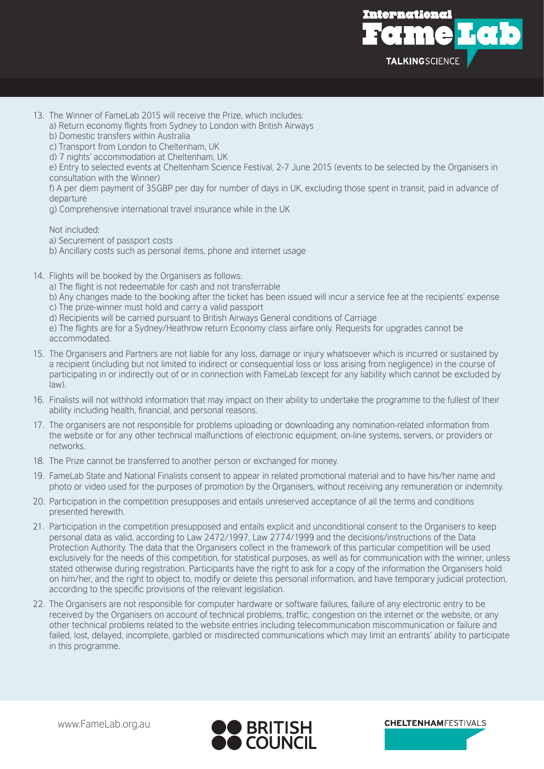13. The Winner of FameLab 2015 will receive the Prize, which includes:
    a) Return economy flights from Sydney to London with British Airways
    b) Domestic transfers within Australia
    c) Transport from London to Cheltenham, UK
    d) 7 nights' accommodation at Cheltenham, UK
    e) Entry to selected events at Cheltenham Science Festival, 2-7 June 2015 (events to be selected by the Organisers in consultation with the Winner)
    f) A per diem payment of 35GBP per day for number of days in UK, excluding those spent in transit, paid in advance of departure
    g) Comprehensive international travel insurance while in the UK

    Not included:
    a) Securement of passport costs
    b) Ancillary costs such as personal items, phone and internet usage

14. Flights will be booked by the Organisers as follows:
    a) The flight is not redeemable for cash and not transferrable
    b) Any changes made to the booking after the ticket has been issued will incur a service fee at the recipients' expense
    c) The prize-winner must hold and carry a valid passport
    d) Recipients will be carried pursuant to British Airways General conditions of Carriage
    e) The flights are for a Sydney/Heathrow return Economy class airfare only. Requests for upgrades cannot be accommodated.

15. The Organisers and Partners are not liable for any loss, damage or injury whatsoever which is incurred or sustained by a recipient (including but not limited to indirect or consequential loss or loss arising from negligence) in the course of participating in or indirectly out of or in connection with FameLab (except for any liability which cannot be excluded by law).

16. Finalists will not withhold information that may impact on their ability to undertake the programme to the fullest of their ability including health, financial, and personal reasons.

17. The organisers are not responsible for problems uploading or downloading any nomination-related information from the website or for any other technical malfunctions of electronic equipment, on-line systems, servers, or providers or networks.

18. The Prize cannot be transferred to another person or exchanged for money.

19. FameLab State and National Finalists consent to appear in related promotional material and to have his/her name and photo or video used for the purposes of promotion by the Organisers, without receiving any remuneration or indemnity.

20. Participation in the competition presupposes and entails unreserved acceptance of all the terms and conditions presented herewith.

21. Participation in the competition presupposed and entails explicit and unconditional consent to the Organisers to keep personal data as valid, according to Law 2472/1997, Law 2774/1999 and the decisions/instructions of the Data Protection Authority. The data that the Organisers collect in the framework of this particular competition will be used exclusively for the needs of this competition, for statistical purposes, as well as for communication with the winner, unless stated otherwise during registration. Participants have the right to ask for a copy of the information the Organisers hold on him/her, and the right to object to, modify or delete this personal information, and have temporary judicial protection, according to the specific provisions of the relevant legislation.

22. The Organisers are not responsible for computer hardware or software failures, failure of any electronic entry to be received by the Organisers on account of technical problems, traffic, congestion on the internet or the website, or any other technical problems related to the website entries including telecommunication miscommunication or failure and failed, lost, delayed, incomplete, garbled or misdirected communications which may limit an entrants' ability to participate in this programme.

www.FameLab.org.au